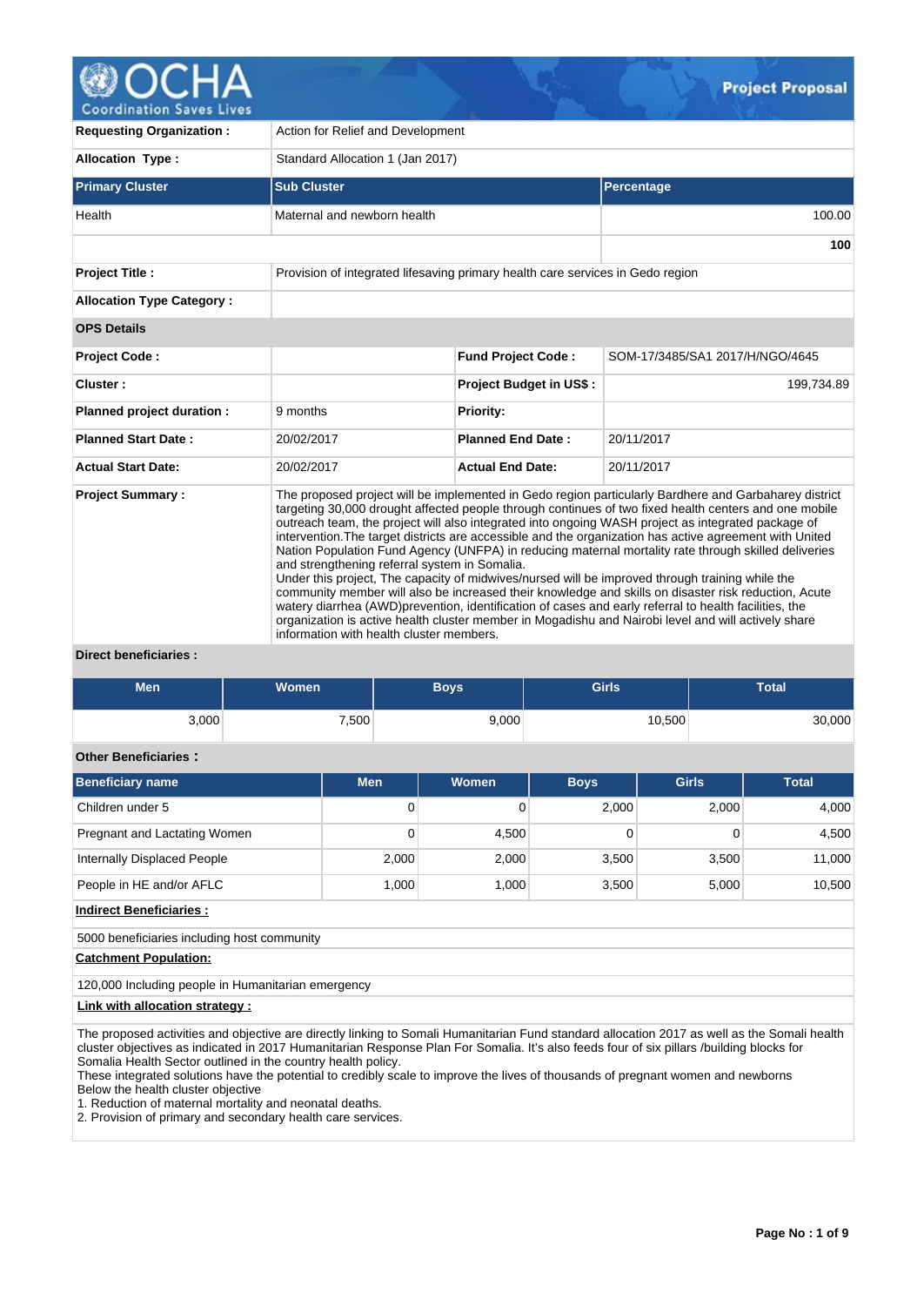# Project Proposal

| | |
|---|---|
| **Requesting Organization :** | Action for Relief and Development |
| **Allocation Type :** | Standard Allocation 1 (Jan 2017) |

| Primary Cluster | Sub Cluster | Percentage |
|---|---|---|
| Health | Maternal and newborn health | 100.00 |
| | | **100** |

| | |
|---|---|
| **Project Title :** | Provision of integrated lifesaving primary health care services in Gedo region |
| **Allocation Type Category :** | |

**OPS Details**

| | | | |
|---|---|---|---|
| **Project Code :** | | **Fund Project Code :** | SOM-17/3485/SA1 2017/H/NGO/4645 |
| **Cluster :** | | **Project Budget in US$ :** | 199,734.89 |
| **Planned project duration :** | 9 months | **Priority:** | |
| **Planned Start Date :** | 20/02/2017 | **Planned End Date :** | 20/11/2017 |
| **Actual Start Date:** | 20/02/2017 | **Actual End Date:** | 20/11/2017 |

**Project Summary :**

The proposed project will be implemented in Gedo region particularly Bardhere and Garbaharey district targeting 30,000 drought affected people through continues of two fixed health centers and one mobile outreach team, the project will also integrated into ongoing WASH project as integrated package of intervention.The target districts are accessible and the organization has active agreement with United Nation Population Fund Agency (UNFPA) in reducing maternal mortality rate through skilled deliveries and strengthening referral system in Somalia.
Under this project, The capacity of midwives/nursed will be improved through training while the community member will also be increased their knowledge and skills on disaster risk reduction, Acute watery diarrhea (AWD)prevention, identification of cases and early referral to health facilities, the organization is active health cluster member in Mogadishu and Nairobi level and will actively share information with health cluster members.

**Direct beneficiaries :**

| Men | Women | Boys | Girls | Total |
|---|---|---|---|---|
| 3,000 | 7,500 | 9,000 | 10,500 | 30,000 |

**Other Beneficiaries :**

| Beneficiary name | Men | Women | Boys | Girls | Total |
|---|---|---|---|---|---|
| Children under 5 | 0 | 0 | 2,000 | 2,000 | 4,000 |
| Pregnant and Lactating Women | 0 | 4,500 | 0 | 0 | 4,500 |
| Internally Displaced People | 2,000 | 2,000 | 3,500 | 3,500 | 11,000 |
| People in HE and/or AFLC | 1,000 | 1,000 | 3,500 | 5,000 | 10,500 |

**Indirect Beneficiaries :**

5000 beneficiaries including host community

**Catchment Population:**

120,000 Including people in Humanitarian emergency

**Link with allocation strategy :**

The proposed activities and objective are directly linking to Somali Humanitarian Fund standard allocation 2017 as well as the Somali health cluster objectives as indicated in 2017 Humanitarian Response Plan For Somalia. It's also feeds four of six pillars /building blocks for Somalia Health Sector outlined in the country health policy.
These integrated solutions have the potential to credibly scale to improve the lives of thousands of pregnant women and newborns
Below the health cluster objective
1. Reduction of maternal mortality and neonatal deaths.
2. Provision of primary and secondary health care services.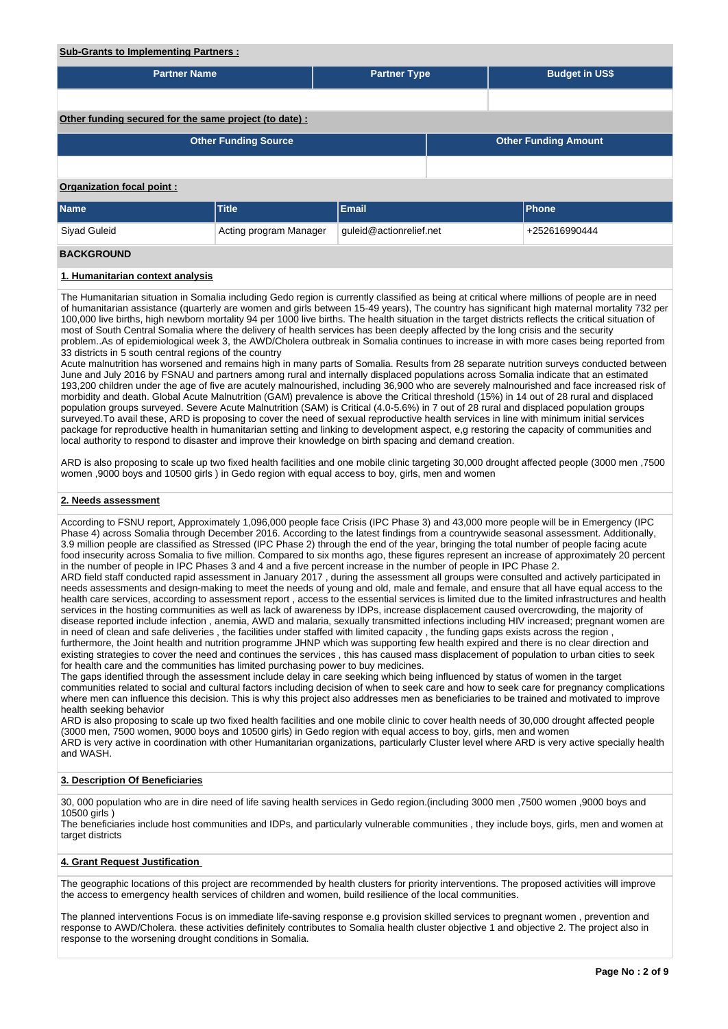**Sub-Grants to Implementing Partners :**

| Partner Name | Partner Type | Budget in US$ |
|---|---|---|
| | | |

**Other funding secured for the same project (to date) :**

| Other Funding Source | Other Funding Amount |
|---|---|
| | |

**Organization focal point :**

| Name | Title | Email | Phone |
|---|---|---|---|
| Siyad Guleid | Acting program Manager | guleid@actionrelief.net | +252616990444 |

## BACKGROUND

### 1. Humanitarian context analysis

The Humanitarian situation in Somalia including Gedo region is currently classified as being at critical where millions of people are in need of humanitarian assistance (quarterly are women and girls between 15-49 years), The country has significant high maternal mortality 732 per 100,000 live births, high newborn mortality 94 per 1000 live births. The health situation in the target districts reflects the critical situation of most of South Central Somalia where the delivery of health services has been deeply affected by the long crisis and the security problem..As of epidemiological week 3, the AWD/Cholera outbreak in Somalia continues to increase in with more cases being reported from 33 districts in 5 south central regions of the country

Acute malnutrition has worsened and remains high in many parts of Somalia. Results from 28 separate nutrition surveys conducted between June and July 2016 by FSNAU and partners among rural and internally displaced populations across Somalia indicate that an estimated 193,200 children under the age of five are acutely malnourished, including 36,900 who are severely malnourished and face increased risk of morbidity and death. Global Acute Malnutrition (GAM) prevalence is above the Critical threshold (15%) in 14 out of 28 rural and displaced population groups surveyed. Severe Acute Malnutrition (SAM) is Critical (4.0-5.6%) in 7 out of 28 rural and displaced population groups surveyed.To avail these, ARD is proposing to cover the need of sexual reproductive health services in line with minimum initial services package for reproductive health in humanitarian setting and linking to development aspect, e,g restoring the capacity of communities and local authority to respond to disaster and improve their knowledge on birth spacing and demand creation.

ARD is also proposing to scale up two fixed health facilities and one mobile clinic targeting 30,000 drought affected people (3000 men ,7500 women ,9000 boys and 10500 girls ) in Gedo region with equal access to boy, girls, men and women

### 2. Needs assessment

According to FSNU report, Approximately 1,096,000 people face Crisis (IPC Phase 3) and 43,000 more people will be in Emergency (IPC Phase 4) across Somalia through December 2016. According to the latest findings from a countrywide seasonal assessment. Additionally, 3.9 million people are classified as Stressed (IPC Phase 2) through the end of the year, bringing the total number of people facing acute food insecurity across Somalia to five million. Compared to six months ago, these figures represent an increase of approximately 20 percent in the number of people in IPC Phases 3 and 4 and a five percent increase in the number of people in IPC Phase 2.

ARD field staff conducted rapid assessment in January 2017 , during the assessment all groups were consulted and actively participated in needs assessments and design-making to meet the needs of young and old, male and female, and ensure that all have equal access to the health care services, according to assessment report , access to the essential services is limited due to the limited infrastructures and health services in the hosting communities as well as lack of awareness by IDPs, increase displacement caused overcrowding, the majority of disease reported include infection , anemia, AWD and malaria, sexually transmitted infections including HIV increased; pregnant women are in need of clean and safe deliveries , the facilities under staffed with limited capacity , the funding gaps exists across the region , furthermore, the Joint health and nutrition programme JHNP which was supporting few health expired and there is no clear direction and existing strategies to cover the need and continues the services , this has caused mass displacement of population to urban cities to seek for health care and the communities has limited purchasing power to buy medicines.

The gaps identified through the assessment include delay in care seeking which being influenced by status of women in the target communities related to social and cultural factors including decision of when to seek care and how to seek care for pregnancy complications where men can influence this decision. This is why this project also addresses men as beneficiaries to be trained and motivated to improve health seeking behavior

ARD is also proposing to scale up two fixed health facilities and one mobile clinic to cover health needs of 30,000 drought affected people (3000 men, 7500 women, 9000 boys and 10500 girls) in Gedo region with equal access to boy, girls, men and women

ARD is very active in coordination with other Humanitarian organizations, particularly Cluster level where ARD is very active specially health and WASH.

### 3. Description Of Beneficiaries

30, 000 population who are in dire need of life saving health services in Gedo region.(including 3000 men ,7500 women ,9000 boys and 10500 girls )

The beneficiaries include host communities and IDPs, and particularly vulnerable communities , they include boys, girls, men and women at target districts

### 4. Grant Request Justification

The geographic locations of this project are recommended by health clusters for priority interventions. The proposed activities will improve the access to emergency health services of children and women, build resilience of the local communities.

The planned interventions Focus is on immediate life-saving response e.g provision skilled services to pregnant women , prevention and response to AWD/Cholera. these activities definitely contributes to Somalia health cluster objective 1 and objective 2. The project also in response to the worsening drought conditions in Somalia.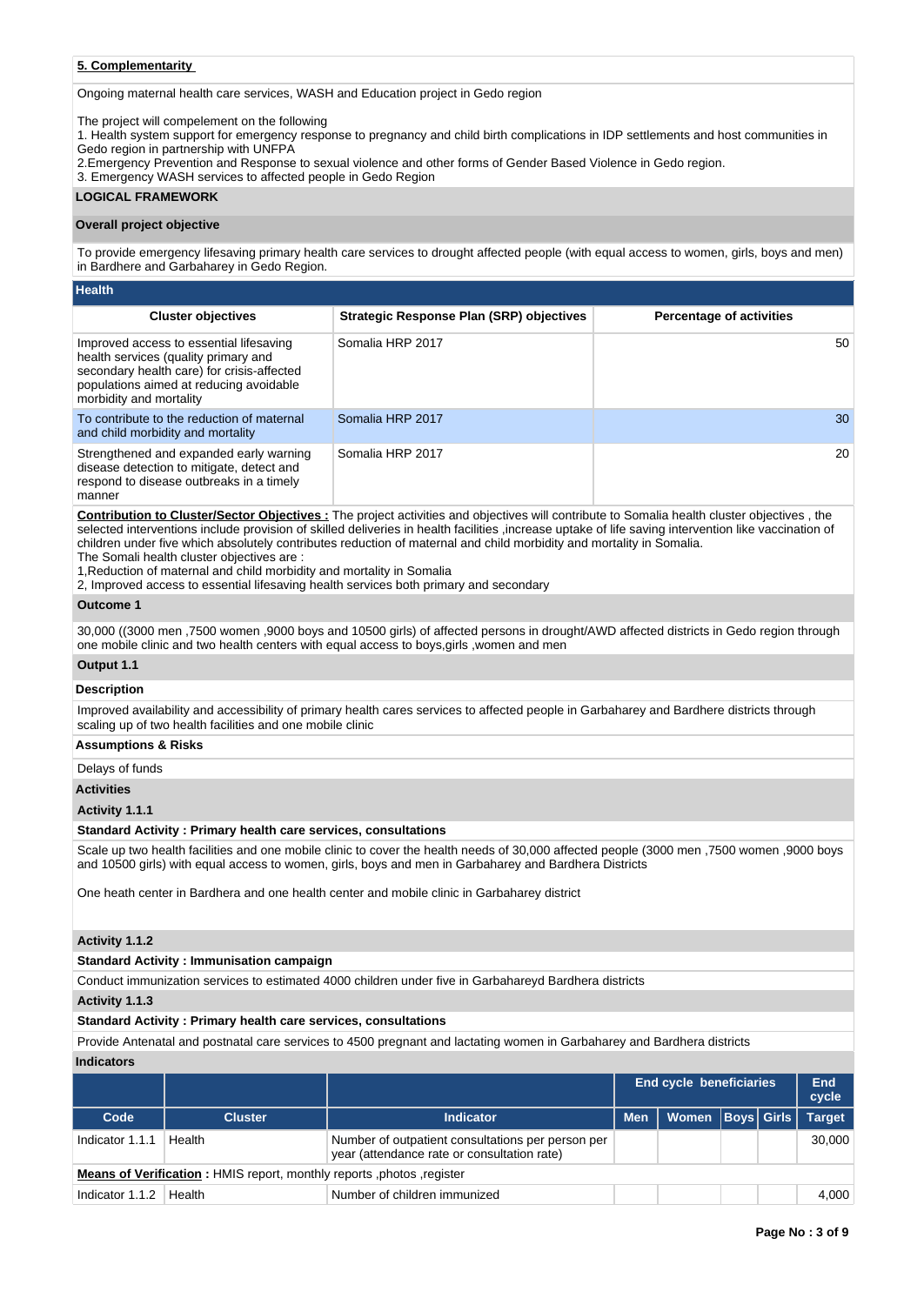### 5. Complementarity

Ongoing maternal health care services, WASH and Education project in Gedo region

The project will compelement on the following
1. Health system support for emergency response to pregnancy and child birth complications in IDP settlements and host communities in Gedo region in partnership with UNFPA
2.Emergency Prevention and Response to sexual violence and other forms of Gender Based Violence in Gedo region.
3. Emergency WASH services to affected people in Gedo Region

## LOGICAL FRAMEWORK

### Overall project objective

To provide emergency lifesaving primary health care services to drought affected people (with equal access to women, girls, boys and men) in Bardhere and Garbaharey in Gedo Region.

### Health

| Cluster objectives | Strategic Response Plan (SRP) objectives | Percentage of activities |
|---|---|---|
| Improved access to essential lifesaving health services (quality primary and secondary health care) for crisis-affected populations aimed at reducing avoidable morbidity and mortality | Somalia HRP 2017 | 50 |
| To contribute to the reduction of maternal and child morbidity and mortality | Somalia HRP 2017 | 30 |
| Strengthened and expanded early warning disease detection to mitigate, detect and respond to disease outbreaks in a timely manner | Somalia HRP 2017 | 20 |

**Contribution to Cluster/Sector Objectives :** The project activities and objectives will contribute to Somalia health cluster objectives , the selected interventions include provision of skilled deliveries in health facilities ,increase uptake of life saving intervention like vaccination of children under five which absolutely contributes reduction of maternal and child morbidity and mortality in Somalia.
The Somali health cluster objectives are :
1,Reduction of maternal and child morbidity and mortality in Somalia
2, Improved access to essential lifesaving health services both primary and secondary

### Outcome 1

30,000 ((3000 men ,7500 women ,9000 boys and 10500 girls) of affected persons in drought/AWD affected districts in Gedo region through one mobile clinic and two health centers with equal access to boys,girls ,women and men

### Output 1.1

**Description**

Improved availability and accessibility of primary health cares services to affected people in Garbaharey and Bardhere districts through scaling up of two health facilities and one mobile clinic

**Assumptions & Risks**

Delays of funds

**Activities**

**Activity 1.1.1**

**Standard Activity : Primary health care services, consultations**

Scale up two health facilities and one mobile clinic to cover the health needs of 30,000 affected people (3000 men ,7500 women ,9000 boys and 10500 girls) with equal access to women, girls, boys and men in Garbaharey and Bardhera Districts

One heath center in Bardhera and one health center and mobile clinic in Garbaharey district

**Activity 1.1.2**

**Standard Activity : Immunisation campaign**

Conduct immunization services to estimated 4000 children under five in Garbahareyd Bardhera districts

**Activity 1.1.3**

**Standard Activity : Primary health care services, consultations**

Provide Antenatal and postnatal care services to 4500 pregnant and lactating women in Garbaharey and Bardhera districts

**Indicators**

| | | | End cycle beneficiaries | | | | End cycle |
|---|---|---|---|---|---|---|---|
| Code | Cluster | Indicator | Men | Women | Boys | Girls | Target |
| Indicator 1.1.1 | Health | Number of outpatient consultations per person per year (attendance rate or consultation rate) | | | | | 30,000 |
| **Means of Verification :** HMIS report, monthly reports ,photos ,register | | | | | | | |
| Indicator 1.1.2 | Health | Number of children immunized | | | | | 4,000 |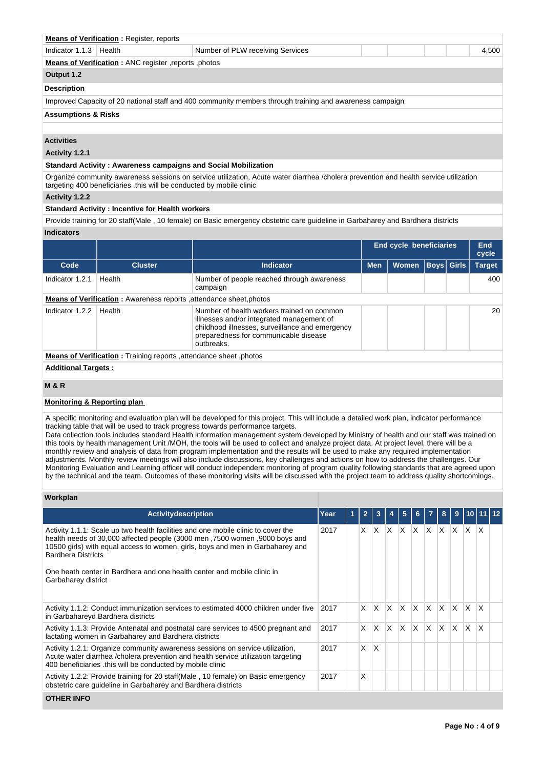**Means of Verification :** Register, reports

| Indicator 1.1.3 | Health | Number of PLW receiving Services | | | | | 4,500 |
|---|---|---|---|---|---|---|---|

**Means of Verification :** ANC register ,reports ,photos

**Output 1.2**

**Description**

Improved Capacity of 20 national staff and 400 community members through training and awareness campaign

**Assumptions & Risks**

**Activities**

**Activity 1.2.1**

**Standard Activity : Awareness campaigns and Social Mobilization**

Organize community awareness sessions on service utilization, Acute water diarrhea /cholera prevention and health service utilization targeting 400 beneficiaries .this will be conducted by mobile clinic

**Activity 1.2.2**

**Standard Activity : Incentive for Health workers**

Provide training for 20 staff(Male , 10 female) on Basic emergency obstetric care guideline in Garbaharey and Bardhera districts

**Indicators**

| | | | End cycle beneficiaries | | | | End cycle |
|---|---|---|---|---|---|---|---|
| **Code** | **Cluster** | **Indicator** | **Men** | **Women** | **Boys** | **Girls** | **Target** |
| Indicator 1.2.1 | Health | Number of people reached through awareness campaign | | | | | 400 |
| **Means of Verification :** Awareness reports ,attendance sheet,photos | | | | | | | |
| Indicator 1.2.2 | Health | Number of health workers trained on common illnesses and/or integrated management of childhood illnesses, surveillance and emergency preparedness for communicable disease outbreaks. | | | | | 20 |
| **Means of Verification :** Training reports ,attendance sheet ,photos | | | | | | | |

**Additional Targets :**

**M & R**

**Monitoring & Reporting plan**

A specific monitoring and evaluation plan will be developed for this project. This will include a detailed work plan, indicator performance tracking table that will be used to track progress towards performance targets.
Data collection tools includes standard Health information management system developed by Ministry of health and our staff was trained on this tools by health management Unit /MOH, the tools will be used to collect and analyze project data. At project level, there will be a monthly review and analysis of data from program implementation and the results will be used to make any required implementation adjustments. Monthly review meetings will also include discussions, key challenges and actions on how to address the challenges. Our Monitoring Evaluation and Learning officer will conduct independent monitoring of program quality following standards that are agreed upon by the technical and the team. Outcomes of these monitoring visits will be discussed with the project team to address quality shortcomings.

**Workplan**

| Activitydescription | Year | 1 | 2 | 3 | 4 | 5 | 6 | 7 | 8 | 9 | 10 | 11 | 12 |
|---|---|---|---|---|---|---|---|---|---|---|---|---|---|
| Activity 1.1.1: Scale up two health facilities and one mobile clinic to cover the health needs of 30,000 affected people (3000 men ,7500 women ,9000 boys and 10500 girls) with equal access to women, girls, boys and men in Garbaharey and Bardhera Districts<br><br>One heath center in Bardhera and one health center and mobile clinic in Garbaharey district | 2017 | | X | X | X | X | X | X | X | X | X | X | |
| Activity 1.1.2: Conduct immunization services to estimated 4000 children under five in Garbahareyd Bardhera districts | 2017 | | X | X | X | X | X | X | X | X | X | X | |
| Activity 1.1.3: Provide Antenatal and postnatal care services to 4500 pregnant and lactating women in Garbaharey and Bardhera districts | 2017 | | X | X | X | X | X | X | X | X | X | X | |
| Activity 1.2.1: Organize community awareness sessions on service utilization, Acute water diarrhea /cholera prevention and health service utilization targeting 400 beneficiaries .this will be conducted by mobile clinic | 2017 | | X | X | | | | | | | | | |
| Activity 1.2.2: Provide training for 20 staff(Male , 10 female) on Basic emergency obstetric care guideline in Garbaharey and Bardhera districts | 2017 | | X | | | | | | | | | | |

**OTHER INFO**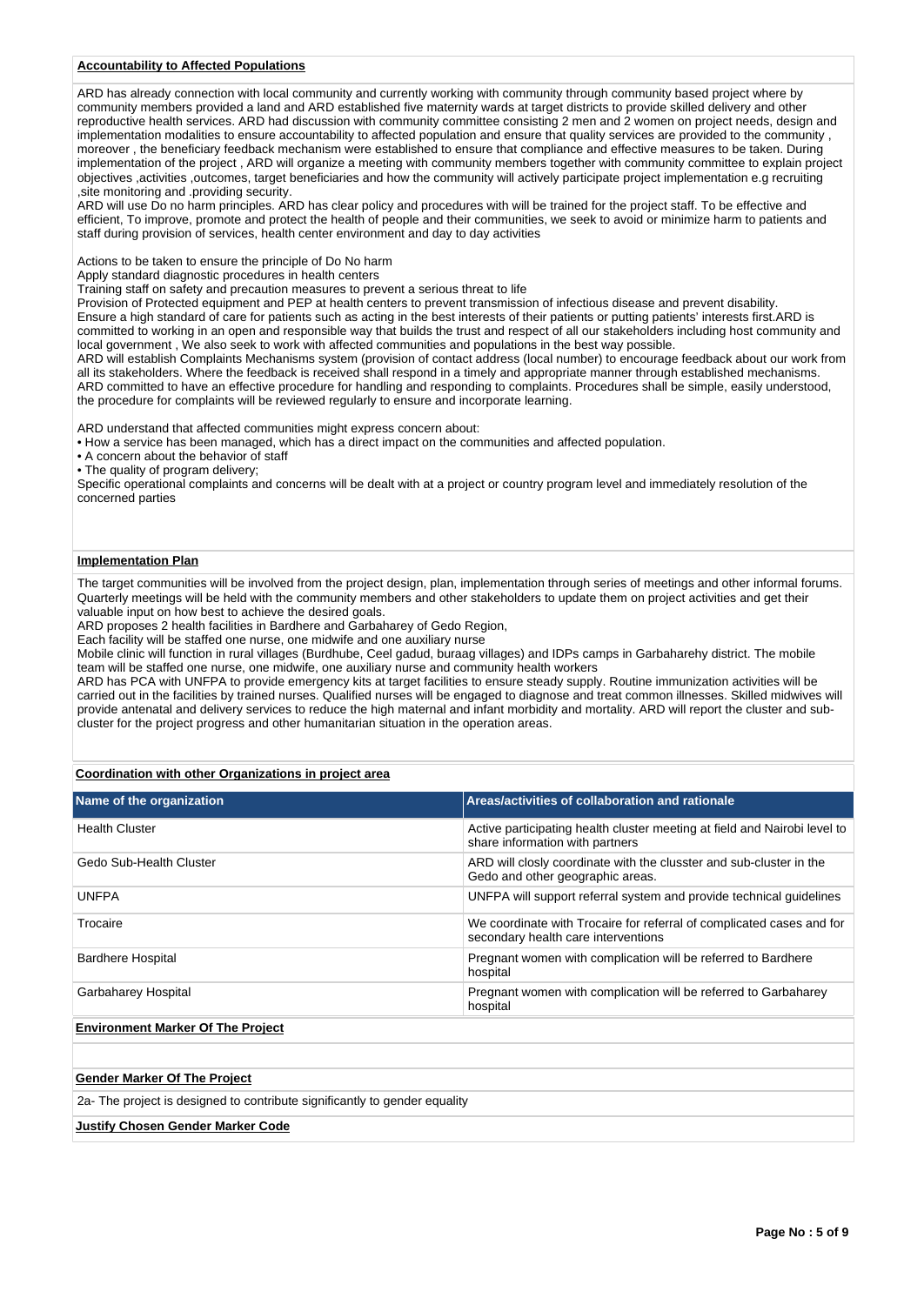**Accountability to Affected Populations**

ARD has already connection with local community and currently working with community through community based project where by community members provided a land and ARD established five maternity wards at target districts to provide skilled delivery and other reproductive health services. ARD had discussion with community committee consisting 2 men and 2 women on project needs, design and implementation modalities to ensure accountability to affected population and ensure that quality services are provided to the community , moreover , the beneficiary feedback mechanism were established to ensure that compliance and effective measures to be taken. During implementation of the project , ARD will organize a meeting with community members together with community committee to explain project objectives ,activities ,outcomes, target beneficiaries and how the community will actively participate project implementation e.g recruiting ,site monitoring and .providing security.

ARD will use Do no harm principles. ARD has clear policy and procedures with will be trained for the project staff. To be effective and efficient, To improve, promote and protect the health of people and their communities, we seek to avoid or minimize harm to patients and staff during provision of services, health center environment and day to day activities

Actions to be taken to ensure the principle of Do No harm
Apply standard diagnostic procedures in health centers
Training staff on safety and precaution measures to prevent a serious threat to life
Provision of Protected equipment and PEP at health centers to prevent transmission of infectious disease and prevent disability.
Ensure a high standard of care for patients such as acting in the best interests of their patients or putting patients' interests first.ARD is committed to working in an open and responsible way that builds the trust and respect of all our stakeholders including host community and local government , We also seek to work with affected communities and populations in the best way possible.
ARD will establish Complaints Mechanisms system (provision of contact address (local number) to encourage feedback about our work from all its stakeholders. Where the feedback is received shall respond in a timely and appropriate manner through established mechanisms. ARD committed to have an effective procedure for handling and responding to complaints. Procedures shall be simple, easily understood, the procedure for complaints will be reviewed regularly to ensure and incorporate learning.

ARD understand that affected communities might express concern about:

- How a service has been managed, which has a direct impact on the communities and affected population.
- A concern about the behavior of staff
- The quality of program delivery;

Specific operational complaints and concerns will be dealt with at a project or country program level and immediately resolution of the concerned parties

**Implementation Plan**

The target communities will be involved from the project design, plan, implementation through series of meetings and other informal forums. Quarterly meetings will be held with the community members and other stakeholders to update them on project activities and get their valuable input on how best to achieve the desired goals.
ARD proposes 2 health facilities in Bardhere and Garbaharey of Gedo Region,
Each facility will be staffed one nurse, one midwife and one auxiliary nurse
Mobile clinic will function in rural villages (Burdhube, Ceel gadud, buraag villages) and IDPs camps in Garbaharehy district. The mobile team will be staffed one nurse, one midwife, one auxiliary nurse and community health workers
ARD has PCA with UNFPA to provide emergency kits at target facilities to ensure steady supply. Routine immunization activities will be carried out in the facilities by trained nurses. Qualified nurses will be engaged to diagnose and treat common illnesses. Skilled midwives will provide antenatal and delivery services to reduce the high maternal and infant morbidity and mortality. ARD will report the cluster and sub-cluster for the project progress and other humanitarian situation in the operation areas.

**Coordination with other Organizations in project area**

| Name of the organization | Areas/activities of collaboration and rationale |
|---|---|
| Health Cluster | Active participating health cluster meeting at field and Nairobi level to share information with partners |
| Gedo Sub-Health Cluster | ARD will closly coordinate with the clusster and sub-cluster in the Gedo and other geographic areas. |
| UNFPA | UNFPA will support referral system and provide technical guidelines |
| Trocaire | We coordinate with Trocaire for referral of complicated cases and for secondary health care interventions |
| Bardhere Hospital | Pregnant women with complication will be referred to Bardhere hospital |
| Garbaharey Hospital | Pregnant women with complication will be referred to Garbaharey hospital |

**Environment Marker Of The Project**

**Gender Marker Of The Project**

2a- The project is designed to contribute significantly to gender equality

**Justify Chosen Gender Marker Code**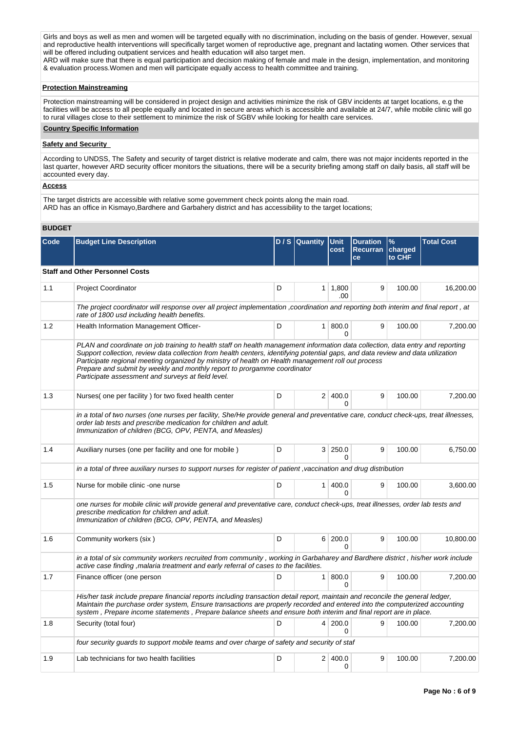Girls and boys as well as men and women will be targeted equally with no discrimination, including on the basis of gender. However, sexual and reproductive health interventions will specifically target women of reproductive age, pregnant and lactating women. Other services that will be offered including outpatient services and health education will also target men.
ARD will make sure that there is equal participation and decision making of female and male in the design, implementation, and monitoring & evaluation process.Women and men will participate equally access to health committee and training.

**Protection Mainstreaming**

Protection mainstreaming will be considered in project design and activities minimize the risk of GBV incidents at target locations, e.g the facilities will be access to all people equally and located in secure areas which is accessible and available at 24/7, while mobile clinic will go to rural villages close to their settlement to minimize the risk of SGBV while looking for health care services.

**Country Specific Information**

**Safety and Security**

According to UNDSS, The Safety and security of target district is relative moderate and calm, there was not major incidents reported in the last quarter, however ARD security officer monitors the situations, there will be a security briefing among staff on daily basis, all staff will be accounted every day.

**Access**

The target districts are accessible with relative some government check points along the main road.
ARD has an office in Kismayo,Bardhere and Garbahery district and has accessibility to the target locations;

**BUDGET**

| Code | Budget Line Description | D / S | Quantity | Unit cost | Duration Recurrance | % charged to CHF | Total Cost |
|---|---|---|---|---|---|---|---|
| **Staff and Other Personnel Costs** | | | | | | | |
| 1.1 | Project Coordinator | D | 1 | 1,800.00 | 9 | 100.00 | 16,200.00 |
| | *The project coordinator will response over all project implementation ,coordination and reporting both interim and final report , at rate of 1800 usd including health benefits.* | | | | | | |
| 1.2 | Health Information Management Officer- | D | 1 | 800.00 | 9 | 100.00 | 7,200.00 |
| | *PLAN and coordinate on job training to health staff on health management information data collection, data entry and reporting Support collection, review data collection from health centers, identifying potential gaps, and data review and data utilization Participate regional meeting organized by ministry of health on Health management roll out process Prepare and submit by weekly and monthly report to prorgamme coordinator Participate assessment and surveys at field level.* | | | | | | |
| 1.3 | Nurses( one per facility ) for two fixed health center | D | 2 | 400.00 | 9 | 100.00 | 7,200.00 |
| | *in a total of two nurses (one nurses per facility, She/He provide general and preventative care, conduct check-ups, treat illnesses, order lab tests and prescribe medication for children and adult. Immunization of children (BCG, OPV, PENTA, and Measles)* | | | | | | |
| 1.4 | Auxiliary nurses (one per facility and one for mobile ) | D | 3 | 250.00 | 9 | 100.00 | 6,750.00 |
| | *in a total of three auxiliary nurses to support nurses for register of patient ,vaccination and drug distribution* | | | | | | |
| 1.5 | Nurse for mobile clinic -one nurse | D | 1 | 400.00 | 9 | 100.00 | 3,600.00 |
| | *one nurses for mobile clinic will provide general and preventative care, conduct check-ups, treat illnesses, order lab tests and prescribe medication for children and adult. Immunization of children (BCG, OPV, PENTA, and Measles)* | | | | | | |
| 1.6 | Community workers (six ) | D | 6 | 200.00 | 9 | 100.00 | 10,800.00 |
| | *in a total of six community workers recruited from community , working in Garbaharey and Bardhere district , his/her work include active case finding ,malaria treatment and early referral of cases to the facilities.* | | | | | | |
| 1.7 | Finance officer (one person | D | 1 | 800.00 | 9 | 100.00 | 7,200.00 |
| | *His/her task include prepare financial reports including transaction detail report, maintain and reconcile the general ledger, Maintain the purchase order system, Ensure transactions are properly recorded and entered into the computerized accounting system , Prepare income statements , Prepare balance sheets and ensure both interim and final report are in place.* | | | | | | |
| 1.8 | Security (total four) | D | 4 | 200.00 | 9 | 100.00 | 7,200.00 |
| | *four security guards to support mobile teams and over charge of safety and security of staf* | | | | | | |
| 1.9 | Lab technicians for two health facilities | D | 2 | 400.00 | 9 | 100.00 | 7,200.00 |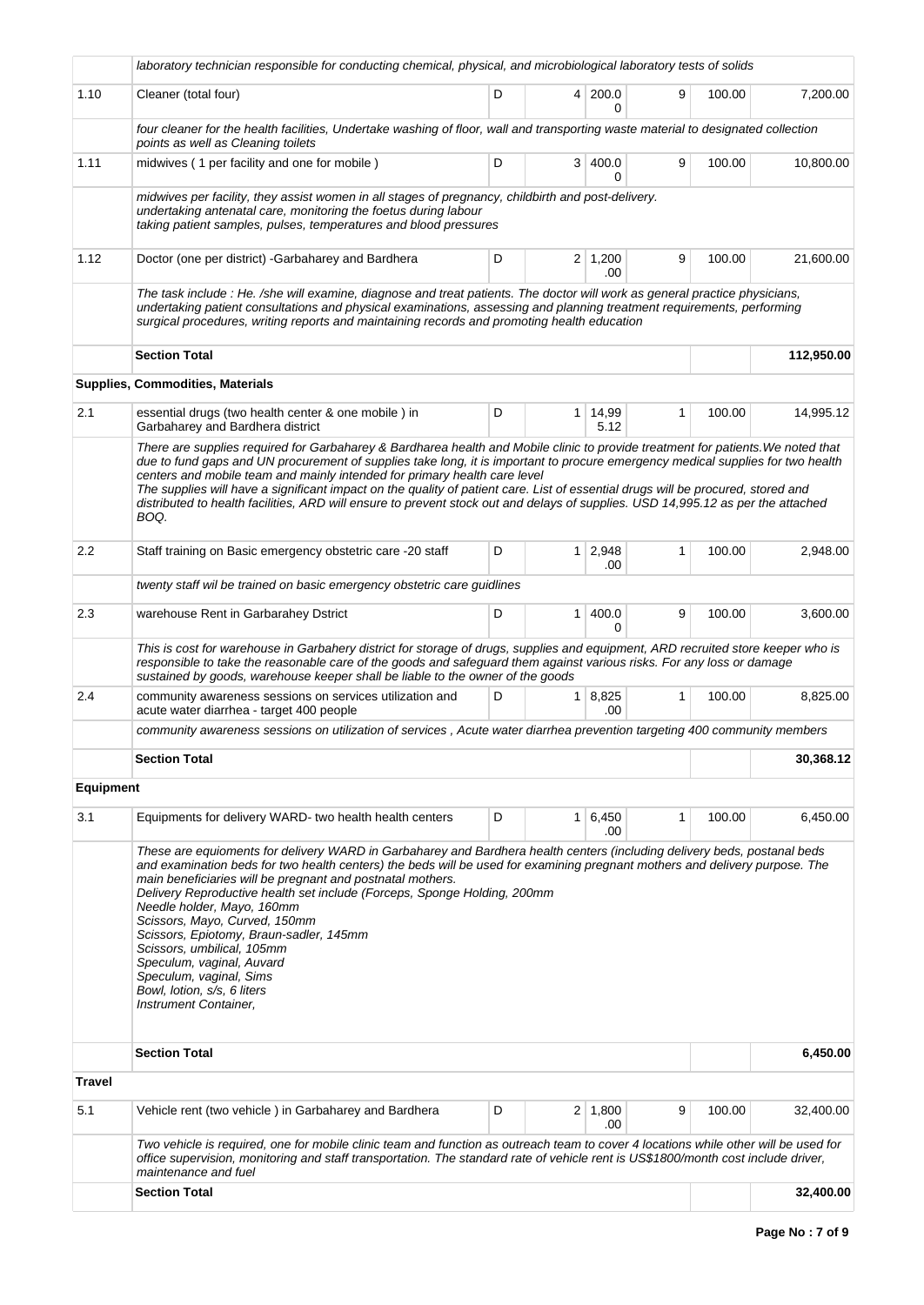| | | | | | | | |
|---|---|---|---|---|---|---|---|
| | *laboratory technician responsible for conducting chemical, physical, and microbiological laboratory tests of solids* | | | | | | |
| 1.10 | Cleaner (total four) | D | 4 | 200.00 | 9 | 100.00 | 7,200.00 |
| | *four cleaner for the health facilities, Undertake washing of floor, wall and transporting waste material to designated collection points as well as Cleaning toilets* | | | | | | |
| 1.11 | midwives ( 1 per facility and one for mobile ) | D | 3 | 400.00 | 9 | 100.00 | 10,800.00 |
| | *midwives per facility, they assist women in all stages of pregnancy, childbirth and post-delivery. undertaking antenatal care, monitoring the foetus during labour taking patient samples, pulses, temperatures and blood pressures* | | | | | | |
| 1.12 | Doctor (one per district) -Garbaharey and Bardhera | D | 2 | 1,200.00 | 9 | 100.00 | 21,600.00 |
| | *The task include : He. /she will examine, diagnose and treat patients. The doctor will work as general practice physicians, undertaking patient consultations and physical examinations, assessing and planning treatment requirements, performing surgical procedures, writing reports and maintaining records and promoting health education* | | | | | | |
| | **Section Total** | | | | | | **112,950.00** |
| | **Supplies, Commodities, Materials** | | | | | | |
| 2.1 | essential drugs (two health center & one mobile ) in Garbaharey and Bardhera district | D | 1 | 14,995.12 | 1 | 100.00 | 14,995.12 |
| | *There are supplies required for Garbaharey & Bardharea health and Mobile clinic to provide treatment for patients.We noted that due to fund gaps and UN procurement of supplies take long, it is important to procure emergency medical supplies for two health centers and mobile team and mainly intended for primary health care level The supplies will have a significant impact on the quality of patient care. List of essential drugs will be procured, stored and distributed to health facilities, ARD will ensure to prevent stock out and delays of supplies. USD 14,995.12 as per the attached BOQ.* | | | | | | |
| 2.2 | Staff training on Basic emergency obstetric care -20 staff | D | 1 | 2,948.00 | 1 | 100.00 | 2,948.00 |
| | *twenty staff wil be trained on basic emergency obstetric care guidlines* | | | | | | |
| 2.3 | warehouse Rent in Garbarahey Dstrict | D | 1 | 400.00 | 9 | 100.00 | 3,600.00 |
| | *This is cost for warehouse in Garbahery district for storage of drugs, supplies and equipment, ARD recruited store keeper who is responsible to take the reasonable care of the goods and safeguard them against various risks. For any loss or damage sustained by goods, warehouse keeper shall be liable to the owner of the goods* | | | | | | |
| 2.4 | community awareness sessions on services utilization and acute water diarrhea - target 400 people | D | 1 | 8,825.00 | 1 | 100.00 | 8,825.00 |
| | *community awareness sessions on utilization of services , Acute water diarrhea prevention targeting 400 community members* | | | | | | |
| | **Section Total** | | | | | | **30,368.12** |
| **Equipment** | | | | | | | |
| 3.1 | Equipments for delivery WARD- two health health centers | D | 1 | 6,450.00 | 1 | 100.00 | 6,450.00 |
| | *These are equiomemts for delivery WARD in Garbaharey and Bardhera health centers (including delivery beds, postanal beds and examination beds for two health centers) the beds will be used for examining pregnant mothers and delivery purpose. The main beneficiaries will be pregnant and postnatal mothers. Delivery Reproductive health set include (Forceps, Sponge Holding, 200mm Needle holder, Mayo, 160mm Scissors, Mayo, Curved, 150mm Scissors, Epiotomy, Braun-sadler, 145mm Scissors, umbilical, 105mm Speculum, vaginal, Auvard Speculum, vaginal, Sims Bowl, lotion, s/s, 6 liters Instrument Container,* | | | | | | |
| | **Section Total** | | | | | | **6,450.00** |
| **Travel** | | | | | | | |
| 5.1 | Vehicle rent (two vehicle ) in Garbaharey and Bardhera | D | 2 | 1,800.00 | 9 | 100.00 | 32,400.00 |
| | *Two vehicle is required, one for mobile clinic team and function as outreach team to cover 4 locations while other will be used for office supervision, monitoring and staff transportation. The standard rate of vehicle rent is US$1800/month cost include driver, maintenance and fuel* | | | | | | |
| | **Section Total** | | | | | | **32,400.00** |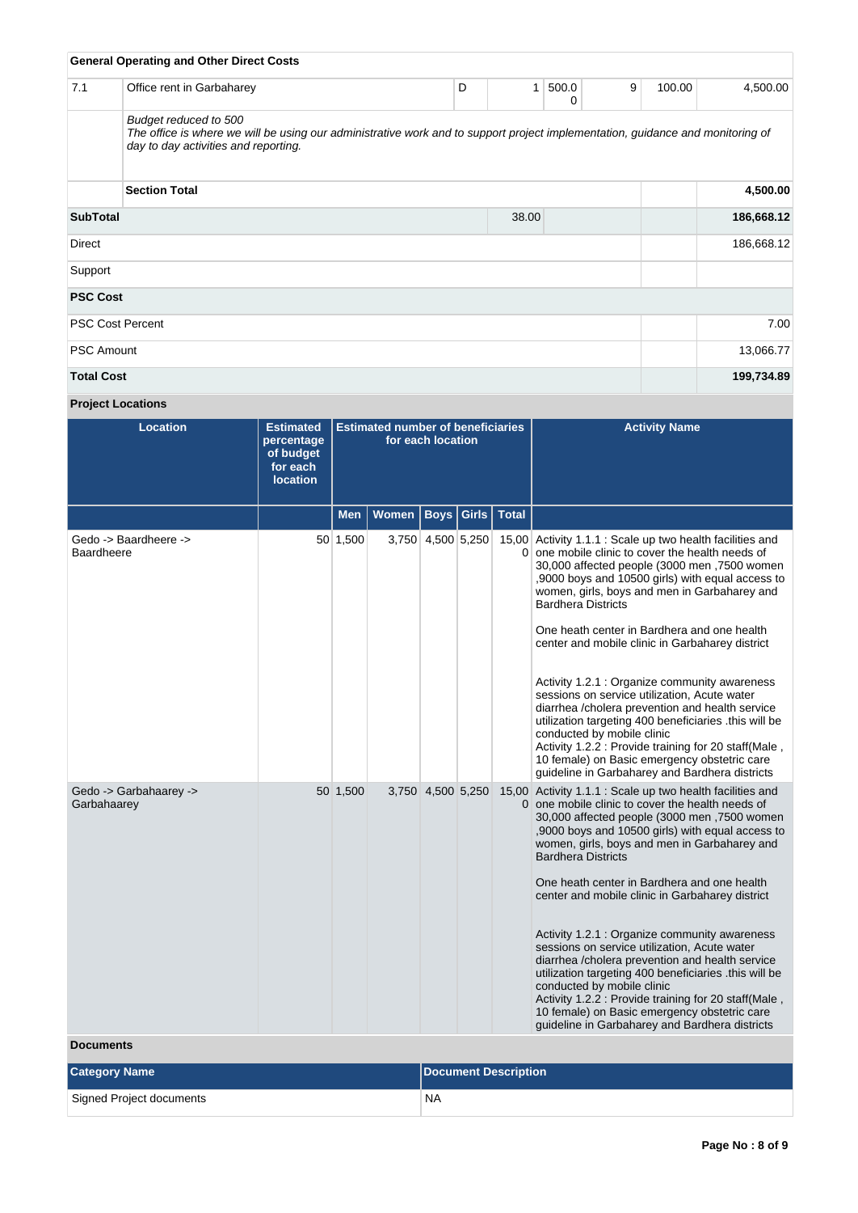**General Operating and Other Direct Costs**

| | | | | | | | |
|---|---|---|---|---|---|---|---|
| 7.1 | Office rent in Garbaharey | D | 1 | 500.00 | 9 | 100.00 | 4,500.00 |
| | *Budget reduced to 500*<br>*The office is where we will be using our administrative work and to support project implementation, guidance and monitoring of day to day activities and reporting.* | | | | | | |
| | **Section Total** | | | | | | **4,500.00** |

| | | | |
|---|---|---|---|
| **SubTotal** | 38.00 | | **186,668.12** |
| Direct | | | 186,668.12 |
| Support | | | |
| **PSC Cost** | | | |
| PSC Cost Percent | | | 7.00 |
| PSC Amount | | | 13,066.77 |
| **Total Cost** | | | **199,734.89** |

**Project Locations**

| Location | Estimated percentage of budget for each location | Estimated number of beneficiaries for each location | | | | | Activity Name |
|---|---|---|---|---|---|---|---|
| | | Men | Women | Boys | Girls | Total | |
| Gedo -> Baardheere -> Baardheere | 50 | 1,500 | 3,750 | 4,500 | 5,250 | 15,000 | Activity 1.1.1 : Scale up two health facilities and one mobile clinic to cover the health needs of 30,000 affected people (3000 men ,7500 women ,9000 boys and 10500 girls) with equal access to women, girls, boys and men in Garbaharey and Bardhera Districts<br><br>One heath center in Bardhera and one health center and mobile clinic in Garbaharey district<br><br>Activity 1.2.1 : Organize community awareness sessions on service utilization, Acute water diarrhea /cholera prevention and health service utilization targeting 400 beneficiaries .this will be conducted by mobile clinic<br>Activity 1.2.2 : Provide training for 20 staff(Male , 10 female) on Basic emergency obstetric care guideline in Garbaharey and Bardhera districts |
| Gedo -> Garbahaarey -> Garbahaarey | 50 | 1,500 | 3,750 | 4,500 | 5,250 | 15,000 | Activity 1.1.1 : Scale up two health facilities and one mobile clinic to cover the health needs of 30,000 affected people (3000 men ,7500 women ,9000 boys and 10500 girls) with equal access to women, girls, boys and men in Garbaharey and Bardhera Districts<br><br>One heath center in Bardhera and one health center and mobile clinic in Garbaharey district<br><br>Activity 1.2.1 : Organize community awareness sessions on service utilization, Acute water diarrhea /cholera prevention and health service utilization targeting 400 beneficiaries .this will be conducted by mobile clinic<br>Activity 1.2.2 : Provide training for 20 staff(Male , 10 female) on Basic emergency obstetric care guideline in Garbaharey and Bardhera districts |

**Documents**

| Category Name | Document Description |
|---|---|
| Signed Project documents | NA |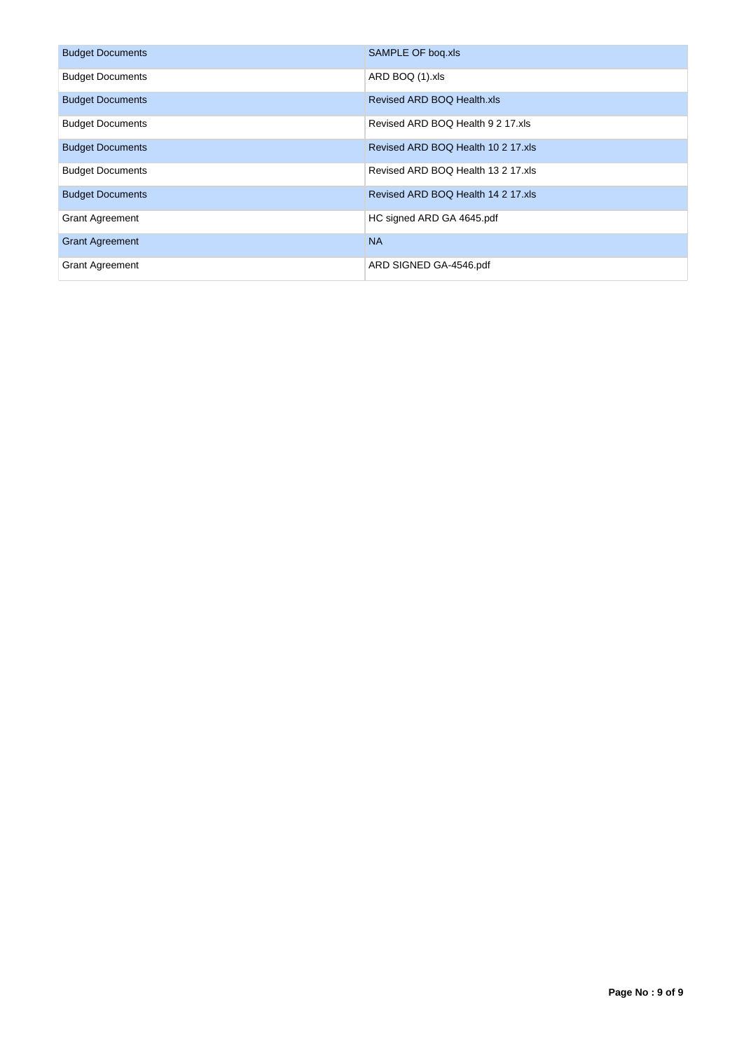| | |
|---|---|
| Budget Documents | SAMPLE OF boq.xls |
| Budget Documents | ARD BOQ (1).xls |
| Budget Documents | Revised ARD BOQ Health.xls |
| Budget Documents | Revised ARD BOQ Health 9 2 17.xls |
| Budget Documents | Revised ARD BOQ Health 10 2 17.xls |
| Budget Documents | Revised ARD BOQ Health 13 2 17.xls |
| Budget Documents | Revised ARD BOQ Health 14 2 17.xls |
| Grant Agreement | HC signed ARD GA 4645.pdf |
| Grant Agreement | NA |
| Grant Agreement | ARD SIGNED GA-4546.pdf |